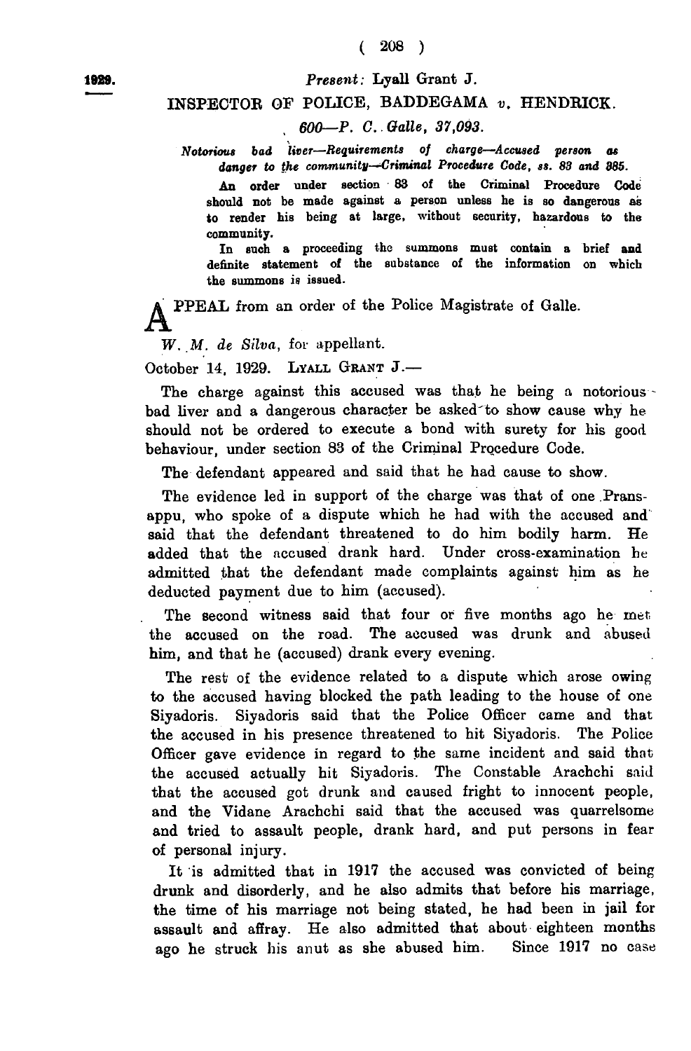1929.

*Present:* Lyall Grant J.

INSPECTOR OF POLICE, BADDEGAMA *v.* HENDRICK.

*600—P. C. Galle, 37,093.*

***Notorious bad liver—Requirements of charge—Accused person as danger to the community—Criminal Procedure Code, ss. 83 and 385.***

**An order under section 83 of the Criminal Procedure Code should not be made against a person unless he is so dangerous as to render his being at large, without security, hazardous to the community.**

**In such a proceeding the summons must contain a brief and definite statement of the substance of the information on which the summons is issued.**

APPEAL from an order of the Police Magistrate of Galle.

*W. M. de Silva*, for appellant.

October 14, 1929. LYALL GRANT J.—

The charge against this accused was that he being a notorious bad liver and a dangerous character be asked to show cause why he should not be ordered to execute a bond with surety for his good behaviour, under section 83 of the Criminal Procedure Code.

The defendant appeared and said that he had cause to show.

The evidence led in support of the charge was that of one Pransappu, who spoke of a dispute which he had with the accused and said that the defendant threatened to do him bodily harm. He added that the accused drank hard. Under cross-examination he admitted that the defendant made complaints against him as he deducted payment due to him (accused).

The second witness said that four or five months ago he met the accused on the road. The accused was drunk and abused him, and that he (accused) drank every evening.

The rest of the evidence related to a dispute which arose owing to the accused having blocked the path leading to the house of one Siyadoris. Siyadoris said that the Police Officer came and that the accused in his presence threatened to hit Siyadoris. The Police Officer gave evidence in regard to the same incident and said that the accused actually hit Siyadoris. The Constable Arachchi said that the accused got drunk and caused fright to innocent people, and the Vidane Arachchi said that the accused was quarrelsome and tried to assault people, drank hard, and put persons in fear of personal injury.

It is admitted that in 1917 the accused was convicted of being drunk and disorderly, and he also admits that before his marriage, the time of his marriage not being stated, he had been in jail for assault and affray. He also admitted that about eighteen months ago he struck his anut as she abused him. Since 1917 no case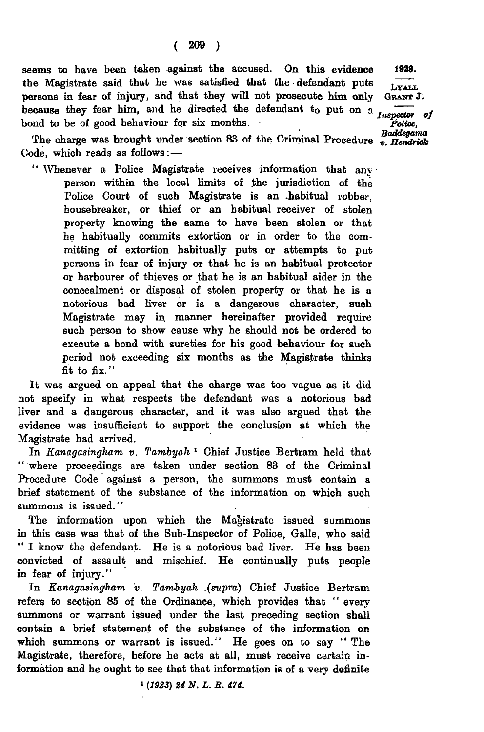seems to have been taken against the accused. On this evidence the Magistrate said that he was satisfied that the defendant puts persons in fear of injury, and that they will not prosecute him only because they fear him, and he directed the defendant to put on a bond to be of good behaviour for six months.

The charge was brought under section 83 of the Criminal Procedure Code, which reads as follows:—

> "Whenever a Police Magistrate receives information that any person within the local limits of the jurisdiction of the Police Court of such Magistrate is an habitual robber, housebreaker, or thief or an habitual receiver of stolen property knowing the same to have been stolen or that he habitually commits extortion or in order to the committing of extortion habitually puts or attempts to put persons in fear of injury or that he is an habitual protector or harbourer of thieves or that he is an habitual aider in the concealment or disposal of stolen property or that he is a notorious bad liver or is a dangerous character, such Magistrate may in manner hereinafter provided require such person to show cause why he should not be ordered to execute a bond with sureties for his good behaviour for such period not exceeding six months as the Magistrate thinks fit to fix."

It was argued on appeal that the charge was too vague as it did not specify in what respects the defendant was a notorious bad liver and a dangerous character, and it was also argued that the evidence was insufficient to support the conclusion at which the Magistrate had arrived.

In *Kanagasingham v. Tambyah* [1] Chief Justice Bertram held that "where proceedings are taken under section 83 of the Criminal Procedure Code against a person, the summons must contain a brief statement of the substance of the information on which such summons is issued."

The information upon which the Magistrate issued summons in this case was that of the Sub-Inspector of Police, Galle, who said "I know the defendant. He is a notorious bad liver. He has been convicted of assault and mischief. He continually puts people in fear of injury."

In *Kanagasingham v. Tambyah (supra)* Chief Justice Bertram refers to section 85 of the Ordinance, which provides that "every summons or warrant issued under the last preceding section shall contain a brief statement of the substance of the information on which summons or warrant is issued." He goes on to say "The Magistrate, therefore, before he acts at all, must receive certain information and he ought to see that that information is of a very definite

[1] *(1923) 24 N. L. R. 474.*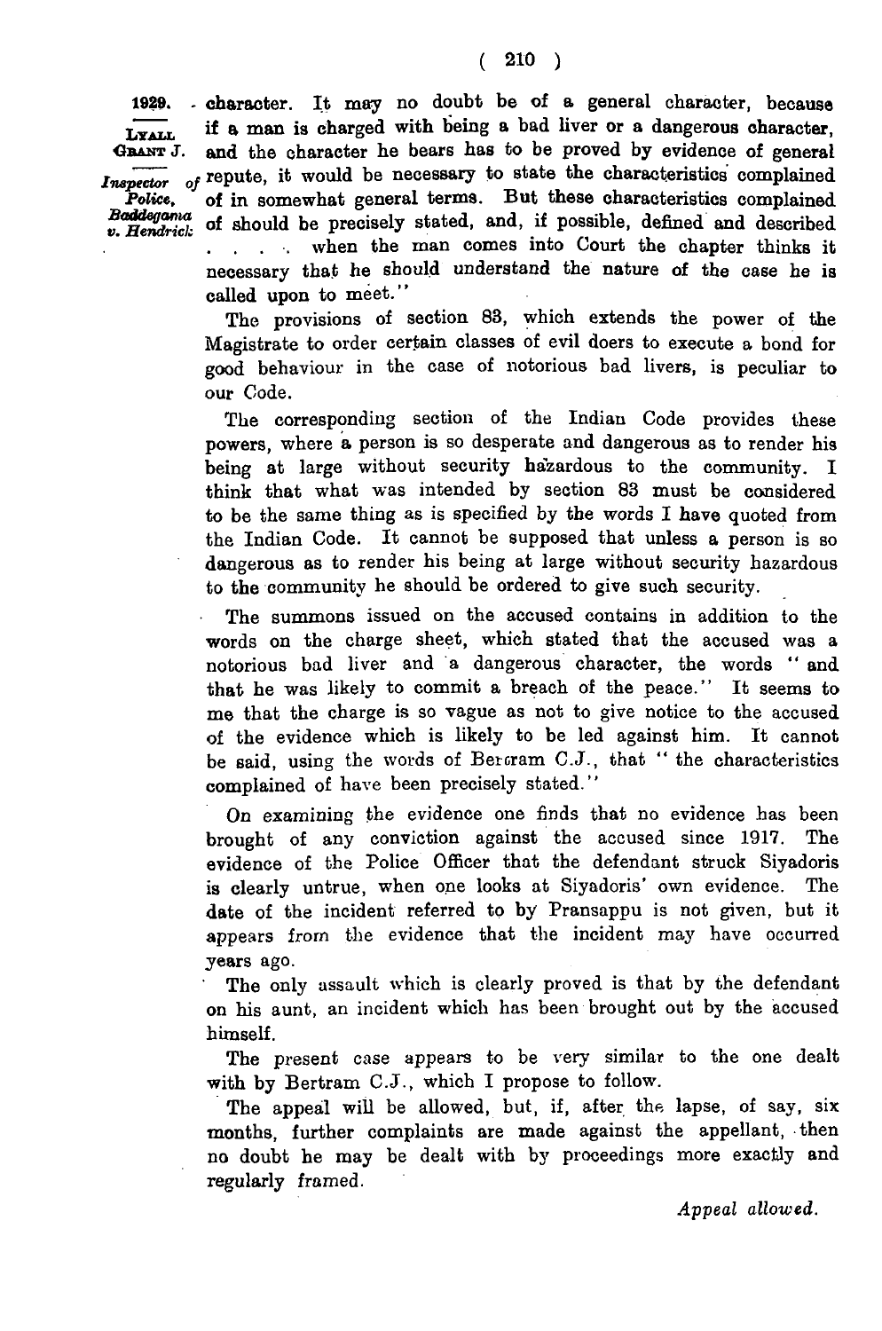character. It may no doubt be of a general character, because if a man is charged with being a bad liver or a dangerous character, and the character he bears has to be proved by evidence of general repute, it would be necessary to state the characteristics complained of in somewhat general terms. But these characteristics complained of should be precisely stated, and, if possible, defined and described . . . . when the man comes into Court the chapter thinks it necessary that he should understand the nature of the case he is called upon to meet."

The provisions of section 83, which extends the power of the Magistrate to order certain classes of evil doers to execute a bond for good behaviour in the case of notorious bad livers, is peculiar to our Code.

The corresponding section of the Indian Code provides these powers, where a person is so desperate and dangerous as to render his being at large without security hazardous to the community. I think that what was intended by section 83 must be considered to be the same thing as is specified by the words I have quoted from the Indian Code. It cannot be supposed that unless a person is so dangerous as to render his being at large without security hazardous to the community he should be ordered to give such security.

The summons issued on the accused contains in addition to the words on the charge sheet, which stated that the accused was a notorious bad liver and a dangerous character, the words " and that he was likely to commit a breach of the peace." It seems to me that the charge is so vague as not to give notice to the accused of the evidence which is likely to be led against him. It cannot be said, using the words of Bertram C.J., that " the characteristics complained of have been precisely stated."

On examining the evidence one finds that no evidence has been brought of any conviction against the accused since 1917. The evidence of the Police Officer that the defendant struck Siyadoris is clearly untrue, when one looks at Siyadoris' own evidence. The date of the incident referred to by Pransappu is not given, but it appears from the evidence that the incident may have occurred years ago.

The only assault which is clearly proved is that by the defendant on his aunt, an incident which has been brought out by the accused himself.

The present case appears to be very similar to the one dealt with by Bertram C.J., which I propose to follow.

The appeal will be allowed, but, if, after the lapse, of say, six months, further complaints are made against the appellant, then no doubt he may be dealt with by proceedings more exactly and regularly framed.

*Appeal allowed.*